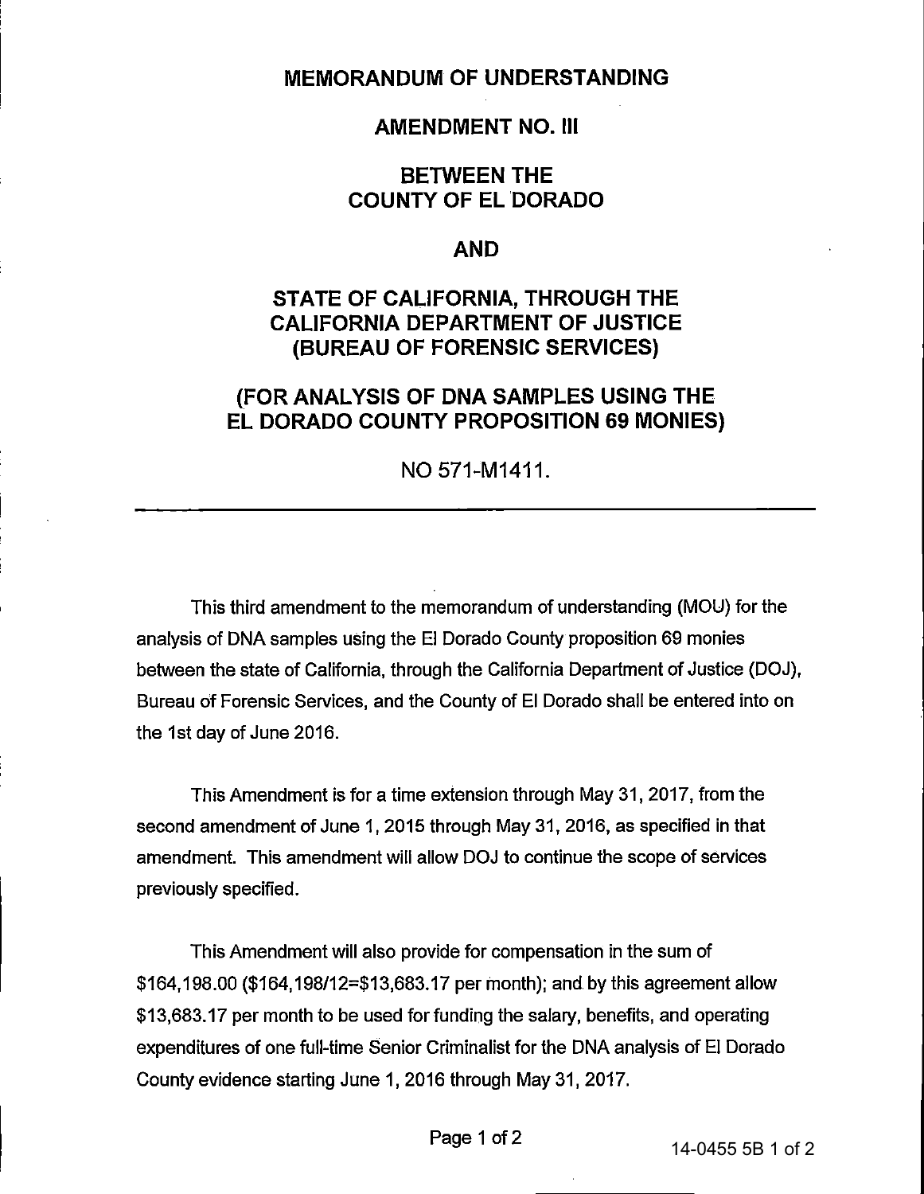# MEMORANDUM OF UNDERSTANDING

## AMENDMENT NO. III

## BETWEEN THE COUNTY OF EL DORADO

## AND

## STATE OF CALIFORNIA, THROUGH THE CALIFORNIA DEPARTMENT OF JUSTICE (BUREAU OF FORENSIC SERVICES)

## (FOR ANALYSIS OF DNA SAMPLES USING THE EL DORADO COUNTY PROPOSITION 69 MONIES)

NO 571-M1411.

---

This third amendment to the memorandum of understanding (MOU) for the analysis of DNA samples using the El Dorado County proposition 69 monies between the state of California, through the California Department of Justice (DOJ), Bureau of Forensic Services, and the County of El Dorado shall be entered into on the 1st day of June 2016.

This Amendment is for a time extension through May 31, 2017, from the second amendment of June 1, 2015 through May 31, 2016, as specified in that amendment. This amendment will allow DOJ to continue the scope of services previously specified.

This Amendment will also provide for compensation in the sum of $164,198.00 ($164,198/12=$13,683.17 per month); and by this agreement allow $13,683.17 per month to be used for funding the salary, benefits, and operating expenditures of one full-time Senior Criminalist for the DNA analysis of El Dorado County evidence starting June 1, 2016 through May 31, 2017.

14-0455 5B 1 of 2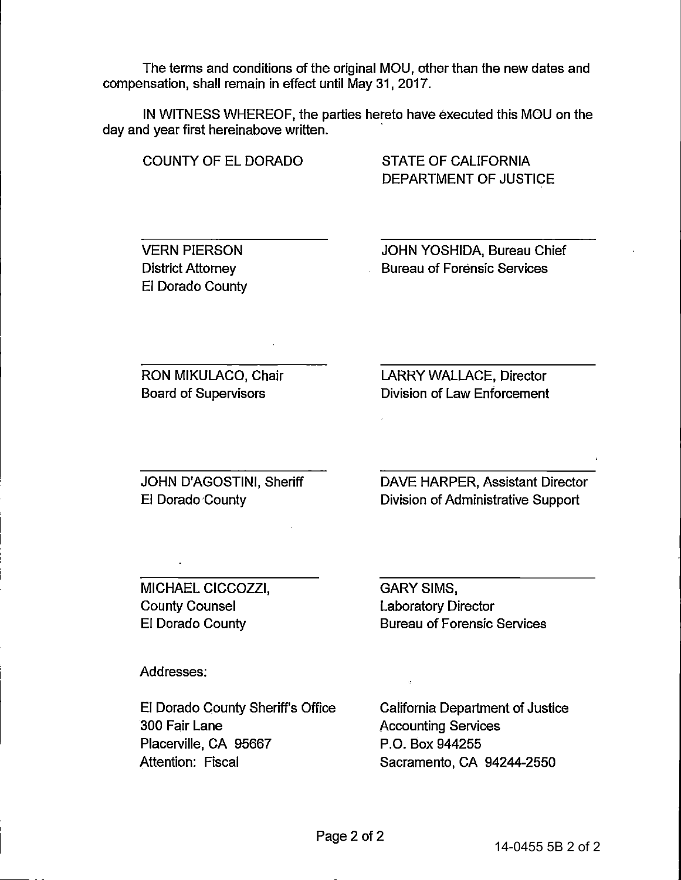The terms and conditions of the original MOU, other than the new dates and compensation, shall remain in effect until May 31, 2017.

IN WITNESS WHEREOF, the parties hereto have executed this MOU on the day and year first hereinabove written.

COUNTY OF EL DORADO

_______________________
VERN PIERSON
District Attorney
El Dorado County

_______________________
RON MIKULACO, Chair
Board of Supervisors

_______________________
JOHN D'AGOSTINI, Sheriff
El Dorado County

_______________________
MICHAEL CICCOZZI,
County Counsel
El Dorado County

STATE OF CALIFORNIA
DEPARTMENT OF JUSTICE

_______________________
JOHN YOSHIDA, Bureau Chief
Bureau of Forensic Services

_______________________
LARRY WALLACE, Director
Division of Law Enforcement

_______________________
DAVE HARPER, Assistant Director
Division of Administrative Support

_______________________
GARY SIMS,
Laboratory Director
Bureau of Forensic Services

Addresses:

El Dorado County Sheriff's Office
300 Fair Lane
Placerville, CA 95667
Attention: Fiscal

California Department of Justice
Accounting Services
P.O. Box 944255
Sacramento, CA 94244-2550

14-0455 5B 2 of 2